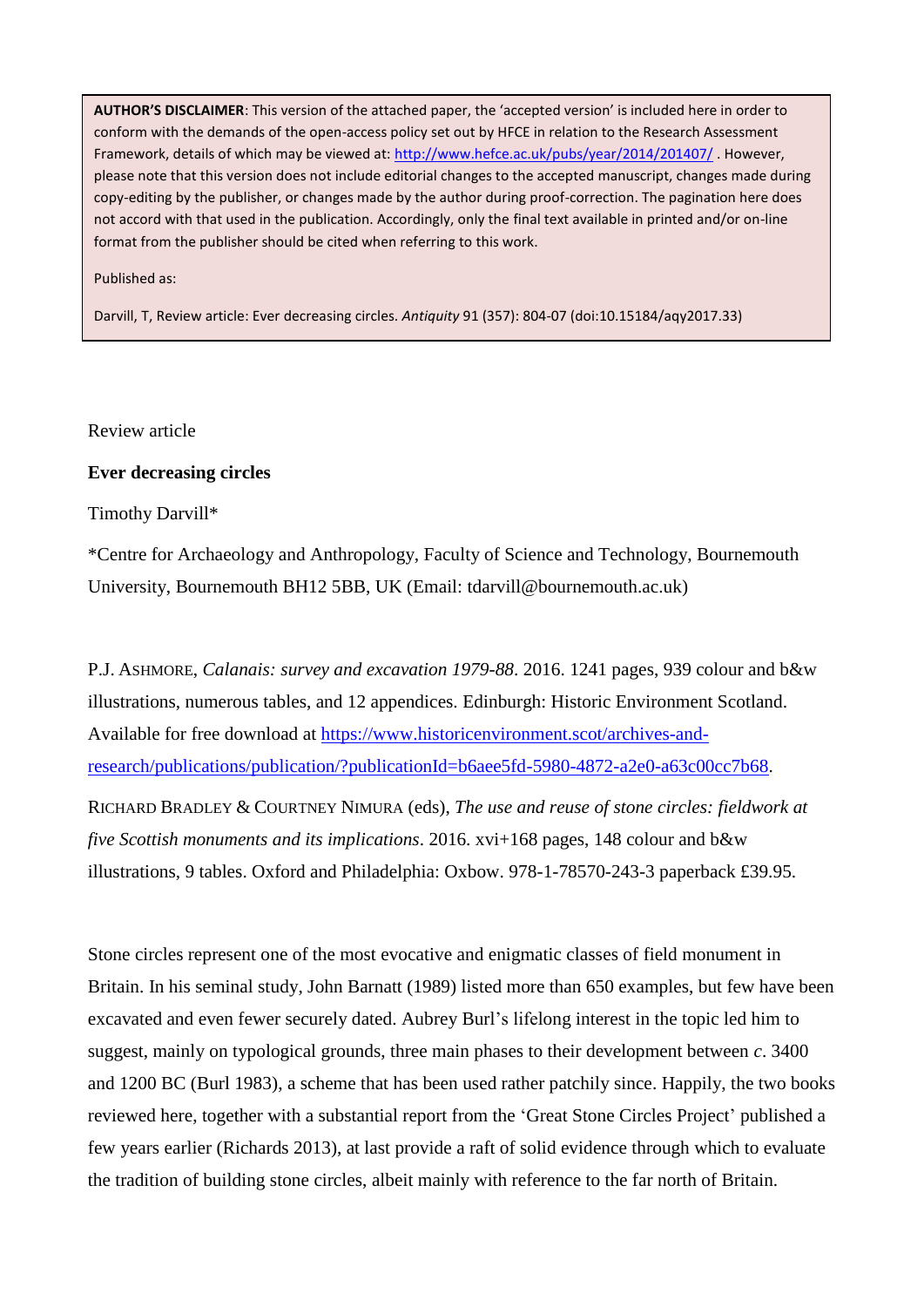**AUTHOR'S DISCLAIMER**: This version of the attached paper, the 'accepted version' is included here in order to conform with the demands of the open-access policy set out by HFCE in relation to the Research Assessment Framework, details of which may be viewed at: http://www.hefce.ac.uk/pubs/year/2014/201407/ . However, please note that this version does not include editorial changes to the accepted manuscript, changes made during copy-editing by the publisher, or changes made by the author during proof-correction. The pagination here does not accord with that used in the publication. Accordingly, only the final text available in printed and/or on-line format from the publisher should be cited when referring to this work.

Published as:

Darvill, T, Review article: Ever decreasing circles. *Antiquity* 91 (357): 804-07 (doi:10.15184/aqy2017.33)

Review article

# Ever decreasing circles

Timothy Darvill*

*Centre for Archaeology and Anthropology, Faculty of Science and Technology, Bournemouth University, Bournemouth BH12 5BB, UK (Email: tdarvill@bournemouth.ac.uk)

P.J. ASHMORE, *Calanais: survey and excavation 1979-88*. 2016. 1241 pages, 939 colour and b&w illustrations, numerous tables, and 12 appendices. Edinburgh: Historic Environment Scotland. Available for free download at https://www.historicenvironment.scot/archives-and-research/publications/publication/?publicationId=b6aee5fd-5980-4872-a2e0-a63c00cc7b68.

RICHARD BRADLEY & COURTNEY NIMURA (eds), *The use and reuse of stone circles: fieldwork at five Scottish monuments and its implications*. 2016. xvi+168 pages, 148 colour and b&w illustrations, 9 tables. Oxford and Philadelphia: Oxbow. 978-1-78570-243-3 paperback £39.95.

Stone circles represent one of the most evocative and enigmatic classes of field monument in Britain. In his seminal study, John Barnatt (1989) listed more than 650 examples, but few have been excavated and even fewer securely dated. Aubrey Burl's lifelong interest in the topic led him to suggest, mainly on typological grounds, three main phases to their development between *c*. 3400 and 1200 BC (Burl 1983), a scheme that has been used rather patchily since. Happily, the two books reviewed here, together with a substantial report from the 'Great Stone Circles Project' published a few years earlier (Richards 2013), at last provide a raft of solid evidence through which to evaluate the tradition of building stone circles, albeit mainly with reference to the far north of Britain.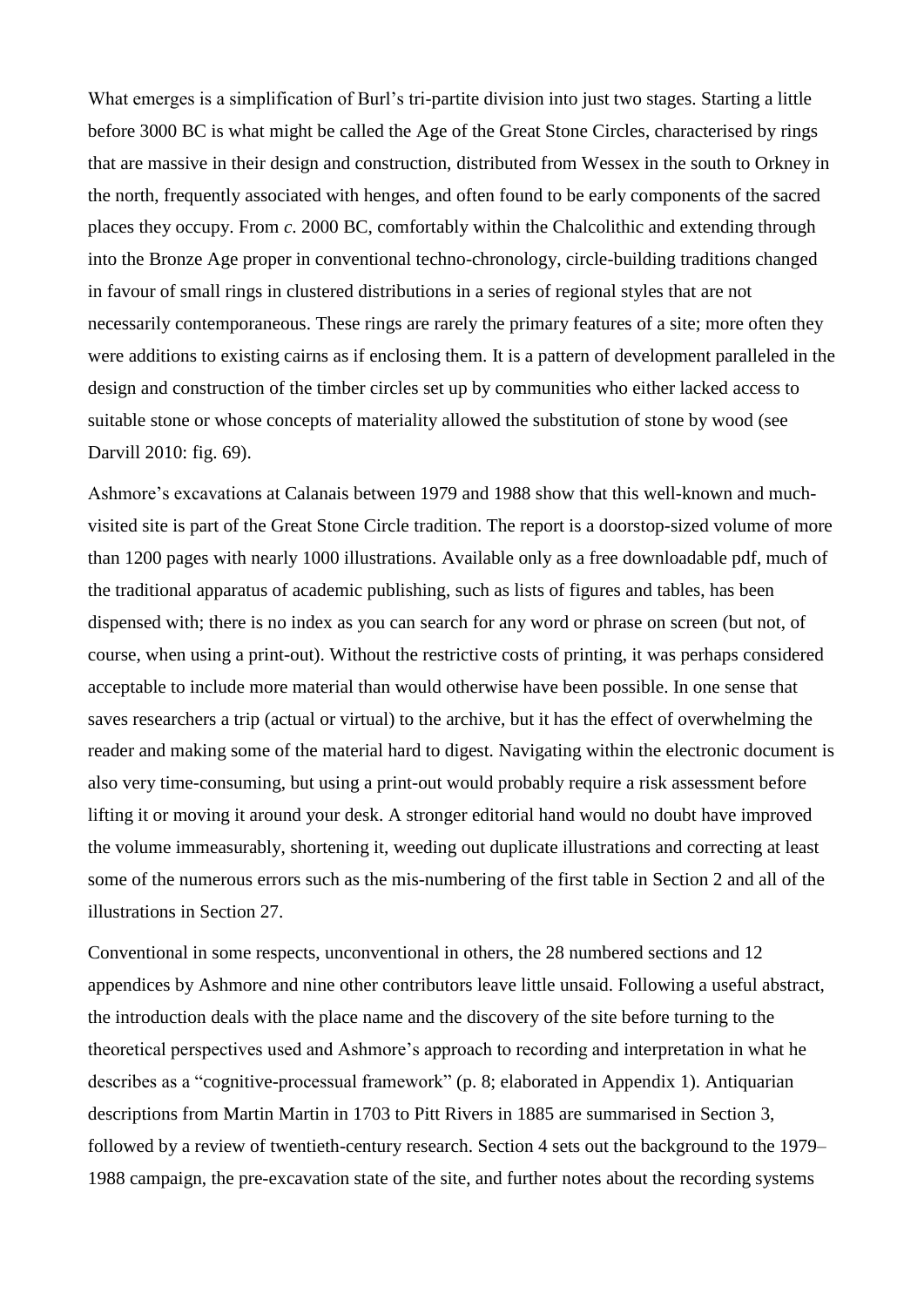What emerges is a simplification of Burl's tri-partite division into just two stages. Starting a little before 3000 BC is what might be called the Age of the Great Stone Circles, characterised by rings that are massive in their design and construction, distributed from Wessex in the south to Orkney in the north, frequently associated with henges, and often found to be early components of the sacred places they occupy. From *c*. 2000 BC, comfortably within the Chalcolithic and extending through into the Bronze Age proper in conventional techno-chronology, circle-building traditions changed in favour of small rings in clustered distributions in a series of regional styles that are not necessarily contemporaneous. These rings are rarely the primary features of a site; more often they were additions to existing cairns as if enclosing them. It is a pattern of development paralleled in the design and construction of the timber circles set up by communities who either lacked access to suitable stone or whose concepts of materiality allowed the substitution of stone by wood (see Darvill 2010: fig. 69).

Ashmore's excavations at Calanais between 1979 and 1988 show that this well-known and much-visited site is part of the Great Stone Circle tradition. The report is a doorstop-sized volume of more than 1200 pages with nearly 1000 illustrations. Available only as a free downloadable pdf, much of the traditional apparatus of academic publishing, such as lists of figures and tables, has been dispensed with; there is no index as you can search for any word or phrase on screen (but not, of course, when using a print-out). Without the restrictive costs of printing, it was perhaps considered acceptable to include more material than would otherwise have been possible. In one sense that saves researchers a trip (actual or virtual) to the archive, but it has the effect of overwhelming the reader and making some of the material hard to digest. Navigating within the electronic document is also very time-consuming, but using a print-out would probably require a risk assessment before lifting it or moving it around your desk. A stronger editorial hand would no doubt have improved the volume immeasurably, shortening it, weeding out duplicate illustrations and correcting at least some of the numerous errors such as the mis-numbering of the first table in Section 2 and all of the illustrations in Section 27.

Conventional in some respects, unconventional in others, the 28 numbered sections and 12 appendices by Ashmore and nine other contributors leave little unsaid. Following a useful abstract, the introduction deals with the place name and the discovery of the site before turning to the theoretical perspectives used and Ashmore's approach to recording and interpretation in what he describes as a "cognitive-processual framework" (p. 8; elaborated in Appendix 1). Antiquarian descriptions from Martin Martin in 1703 to Pitt Rivers in 1885 are summarised in Section 3, followed by a review of twentieth-century research. Section 4 sets out the background to the 1979–1988 campaign, the pre-excavation state of the site, and further notes about the recording systems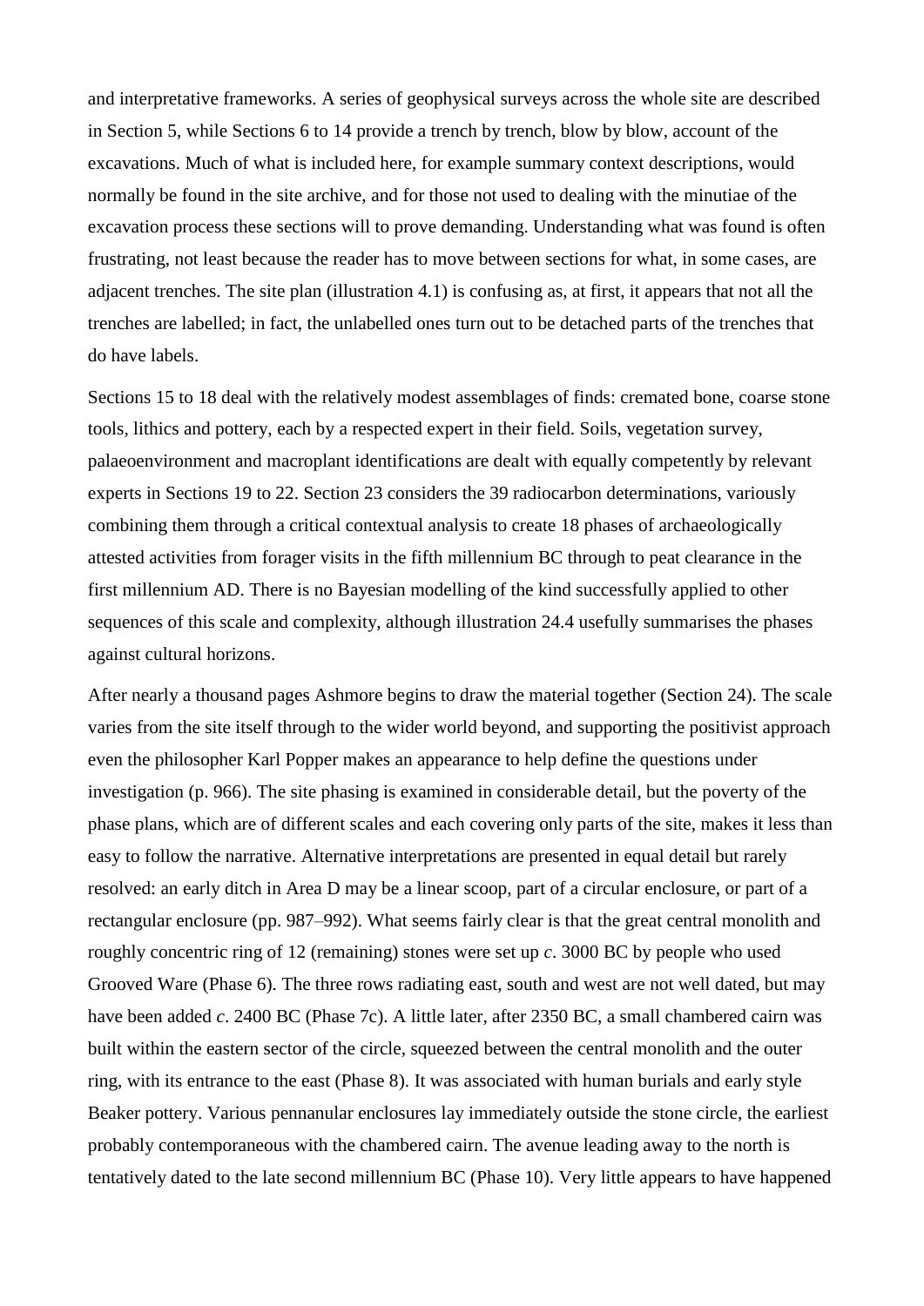and interpretative frameworks. A series of geophysical surveys across the whole site are described in Section 5, while Sections 6 to 14 provide a trench by trench, blow by blow, account of the excavations. Much of what is included here, for example summary context descriptions, would normally be found in the site archive, and for those not used to dealing with the minutiae of the excavation process these sections will to prove demanding. Understanding what was found is often frustrating, not least because the reader has to move between sections for what, in some cases, are adjacent trenches. The site plan (illustration 4.1) is confusing as, at first, it appears that not all the trenches are labelled; in fact, the unlabelled ones turn out to be detached parts of the trenches that do have labels.

Sections 15 to 18 deal with the relatively modest assemblages of finds: cremated bone, coarse stone tools, lithics and pottery, each by a respected expert in their field. Soils, vegetation survey, palaeoenvironment and macroplant identifications are dealt with equally competently by relevant experts in Sections 19 to 22. Section 23 considers the 39 radiocarbon determinations, variously combining them through a critical contextual analysis to create 18 phases of archaeologically attested activities from forager visits in the fifth millennium BC through to peat clearance in the first millennium AD. There is no Bayesian modelling of the kind successfully applied to other sequences of this scale and complexity, although illustration 24.4 usefully summarises the phases against cultural horizons.

After nearly a thousand pages Ashmore begins to draw the material together (Section 24). The scale varies from the site itself through to the wider world beyond, and supporting the positivist approach even the philosopher Karl Popper makes an appearance to help define the questions under investigation (p. 966). The site phasing is examined in considerable detail, but the poverty of the phase plans, which are of different scales and each covering only parts of the site, makes it less than easy to follow the narrative. Alternative interpretations are presented in equal detail but rarely resolved: an early ditch in Area D may be a linear scoop, part of a circular enclosure, or part of a rectangular enclosure (pp. 987–992). What seems fairly clear is that the great central monolith and roughly concentric ring of 12 (remaining) stones were set up *c*. 3000 BC by people who used Grooved Ware (Phase 6). The three rows radiating east, south and west are not well dated, but may have been added *c*. 2400 BC (Phase 7c). A little later, after 2350 BC, a small chambered cairn was built within the eastern sector of the circle, squeezed between the central monolith and the outer ring, with its entrance to the east (Phase 8). It was associated with human burials and early style Beaker pottery. Various pennanular enclosures lay immediately outside the stone circle, the earliest probably contemporaneous with the chambered cairn. The avenue leading away to the north is tentatively dated to the late second millennium BC (Phase 10). Very little appears to have happened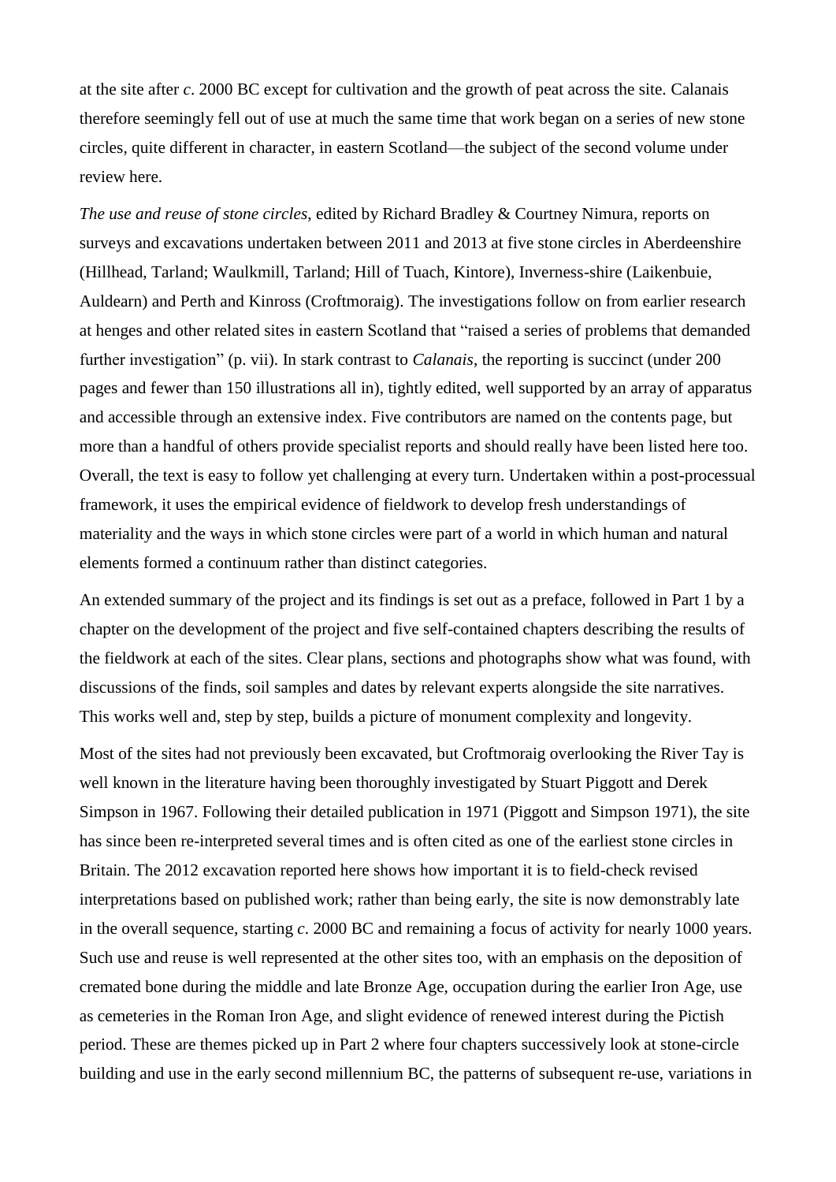at the site after *c*. 2000 BC except for cultivation and the growth of peat across the site. Calanais therefore seemingly fell out of use at much the same time that work began on a series of new stone circles, quite different in character, in eastern Scotland—the subject of the second volume under review here.

*The use and reuse of stone circles*, edited by Richard Bradley & Courtney Nimura, reports on surveys and excavations undertaken between 2011 and 2013 at five stone circles in Aberdeenshire (Hillhead, Tarland; Waulkmill, Tarland; Hill of Tuach, Kintore), Inverness-shire (Laikenbuie, Auldearn) and Perth and Kinross (Croftmoraig). The investigations follow on from earlier research at henges and other related sites in eastern Scotland that "raised a series of problems that demanded further investigation" (p. vii). In stark contrast to *Calanais*, the reporting is succinct (under 200 pages and fewer than 150 illustrations all in), tightly edited, well supported by an array of apparatus and accessible through an extensive index. Five contributors are named on the contents page, but more than a handful of others provide specialist reports and should really have been listed here too. Overall, the text is easy to follow yet challenging at every turn. Undertaken within a post-processual framework, it uses the empirical evidence of fieldwork to develop fresh understandings of materiality and the ways in which stone circles were part of a world in which human and natural elements formed a continuum rather than distinct categories.

An extended summary of the project and its findings is set out as a preface, followed in Part 1 by a chapter on the development of the project and five self-contained chapters describing the results of the fieldwork at each of the sites. Clear plans, sections and photographs show what was found, with discussions of the finds, soil samples and dates by relevant experts alongside the site narratives. This works well and, step by step, builds a picture of monument complexity and longevity.

Most of the sites had not previously been excavated, but Croftmoraig overlooking the River Tay is well known in the literature having been thoroughly investigated by Stuart Piggott and Derek Simpson in 1967. Following their detailed publication in 1971 (Piggott and Simpson 1971), the site has since been re-interpreted several times and is often cited as one of the earliest stone circles in Britain. The 2012 excavation reported here shows how important it is to field-check revised interpretations based on published work; rather than being early, the site is now demonstrably late in the overall sequence, starting *c*. 2000 BC and remaining a focus of activity for nearly 1000 years. Such use and reuse is well represented at the other sites too, with an emphasis on the deposition of cremated bone during the middle and late Bronze Age, occupation during the earlier Iron Age, use as cemeteries in the Roman Iron Age, and slight evidence of renewed interest during the Pictish period. These are themes picked up in Part 2 where four chapters successively look at stone-circle building and use in the early second millennium BC, the patterns of subsequent re-use, variations in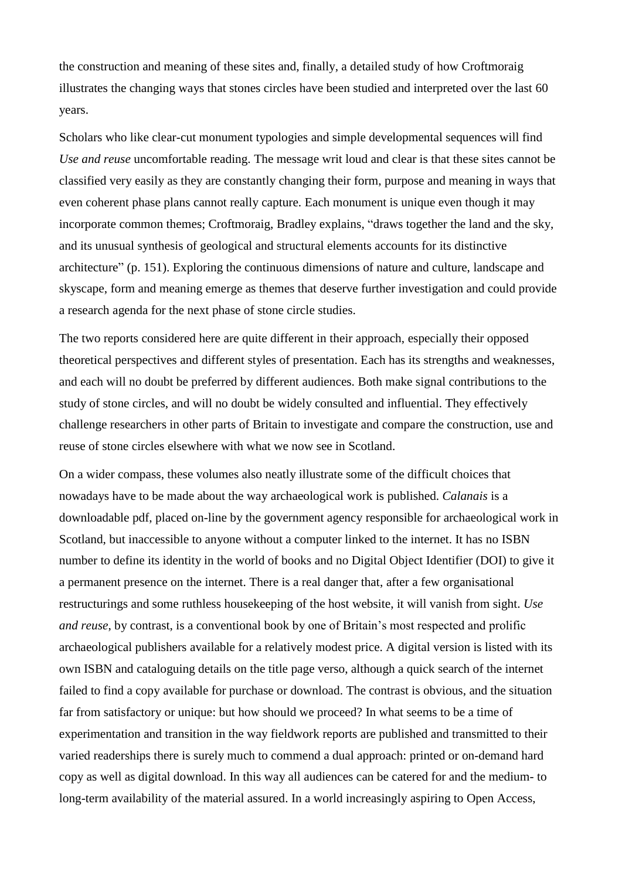the construction and meaning of these sites and, finally, a detailed study of how Croftmoraig illustrates the changing ways that stones circles have been studied and interpreted over the last 60 years.

Scholars who like clear-cut monument typologies and simple developmental sequences will find *Use and reuse* uncomfortable reading. The message writ loud and clear is that these sites cannot be classified very easily as they are constantly changing their form, purpose and meaning in ways that even coherent phase plans cannot really capture. Each monument is unique even though it may incorporate common themes; Croftmoraig, Bradley explains, "draws together the land and the sky, and its unusual synthesis of geological and structural elements accounts for its distinctive architecture" (p. 151). Exploring the continuous dimensions of nature and culture, landscape and skyscape, form and meaning emerge as themes that deserve further investigation and could provide a research agenda for the next phase of stone circle studies.

The two reports considered here are quite different in their approach, especially their opposed theoretical perspectives and different styles of presentation. Each has its strengths and weaknesses, and each will no doubt be preferred by different audiences. Both make signal contributions to the study of stone circles, and will no doubt be widely consulted and influential. They effectively challenge researchers in other parts of Britain to investigate and compare the construction, use and reuse of stone circles elsewhere with what we now see in Scotland.

On a wider compass, these volumes also neatly illustrate some of the difficult choices that nowadays have to be made about the way archaeological work is published. *Calanais* is a downloadable pdf, placed on-line by the government agency responsible for archaeological work in Scotland, but inaccessible to anyone without a computer linked to the internet. It has no ISBN number to define its identity in the world of books and no Digital Object Identifier (DOI) to give it a permanent presence on the internet. There is a real danger that, after a few organisational restructurings and some ruthless housekeeping of the host website, it will vanish from sight. *Use and reuse*, by contrast, is a conventional book by one of Britain's most respected and prolific archaeological publishers available for a relatively modest price. A digital version is listed with its own ISBN and cataloguing details on the title page verso, although a quick search of the internet failed to find a copy available for purchase or download. The contrast is obvious, and the situation far from satisfactory or unique: but how should we proceed? In what seems to be a time of experimentation and transition in the way fieldwork reports are published and transmitted to their varied readerships there is surely much to commend a dual approach: printed or on-demand hard copy as well as digital download. In this way all audiences can be catered for and the medium- to long-term availability of the material assured. In a world increasingly aspiring to Open Access,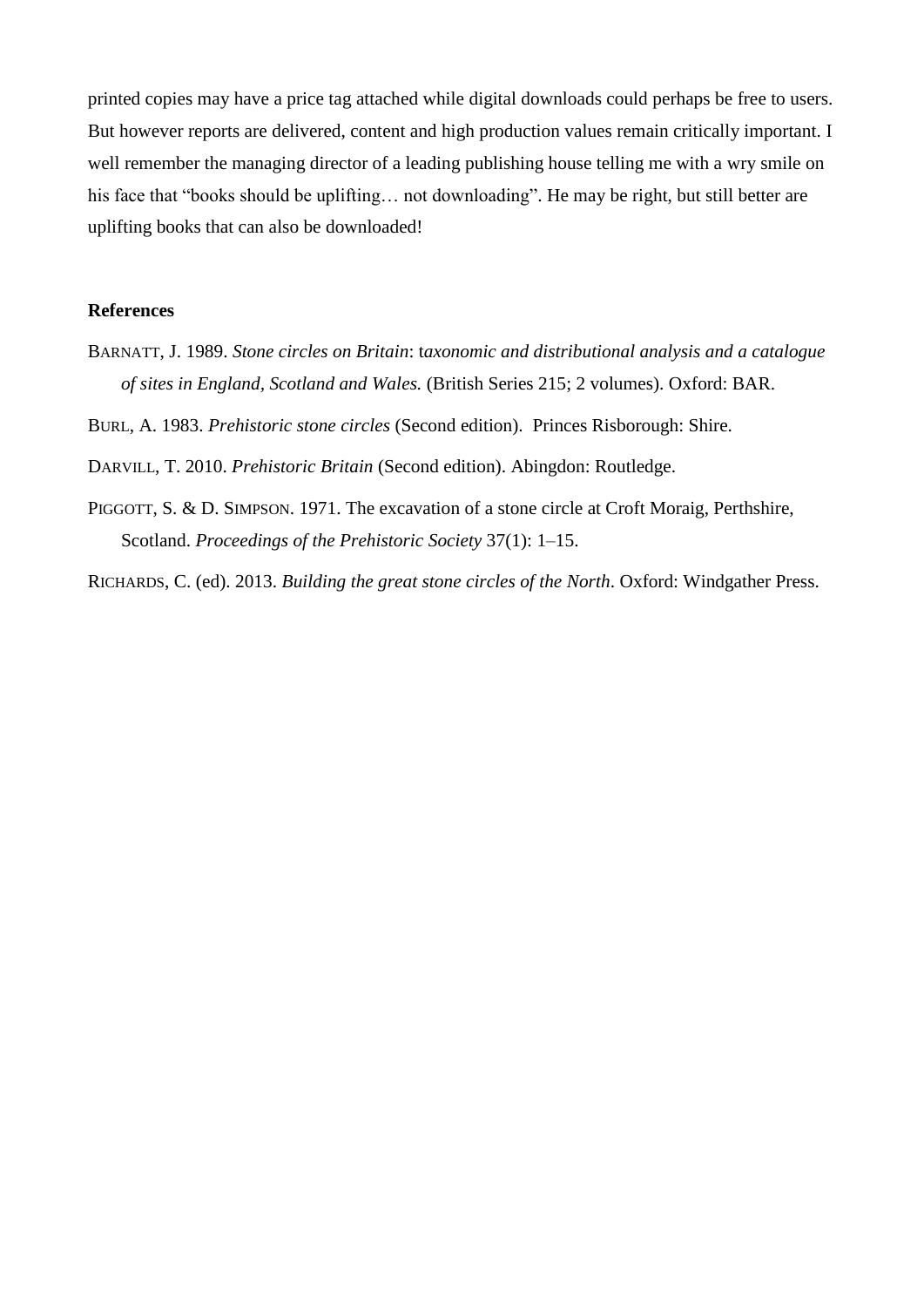printed copies may have a price tag attached while digital downloads could perhaps be free to users. But however reports are delivered, content and high production values remain critically important. I well remember the managing director of a leading publishing house telling me with a wry smile on his face that "books should be uplifting… not downloading". He may be right, but still better are uplifting books that can also be downloaded!

## References

BARNATT, J. 1989. *Stone circles on Britain*: t*axonomic and distributional analysis and a catalogue of sites in England, Scotland and Wales.* (British Series 215; 2 volumes). Oxford: BAR.

BURL, A. 1983. *Prehistoric stone circles* (Second edition). Princes Risborough: Shire.

DARVILL, T. 2010. *Prehistoric Britain* (Second edition). Abingdon: Routledge.

PIGGOTT, S. & D. SIMPSON. 1971. The excavation of a stone circle at Croft Moraig, Perthshire, Scotland. *Proceedings of the Prehistoric Society* 37(1): 1–15.

RICHARDS, C. (ed). 2013. *Building the great stone circles of the North*. Oxford: Windgather Press.